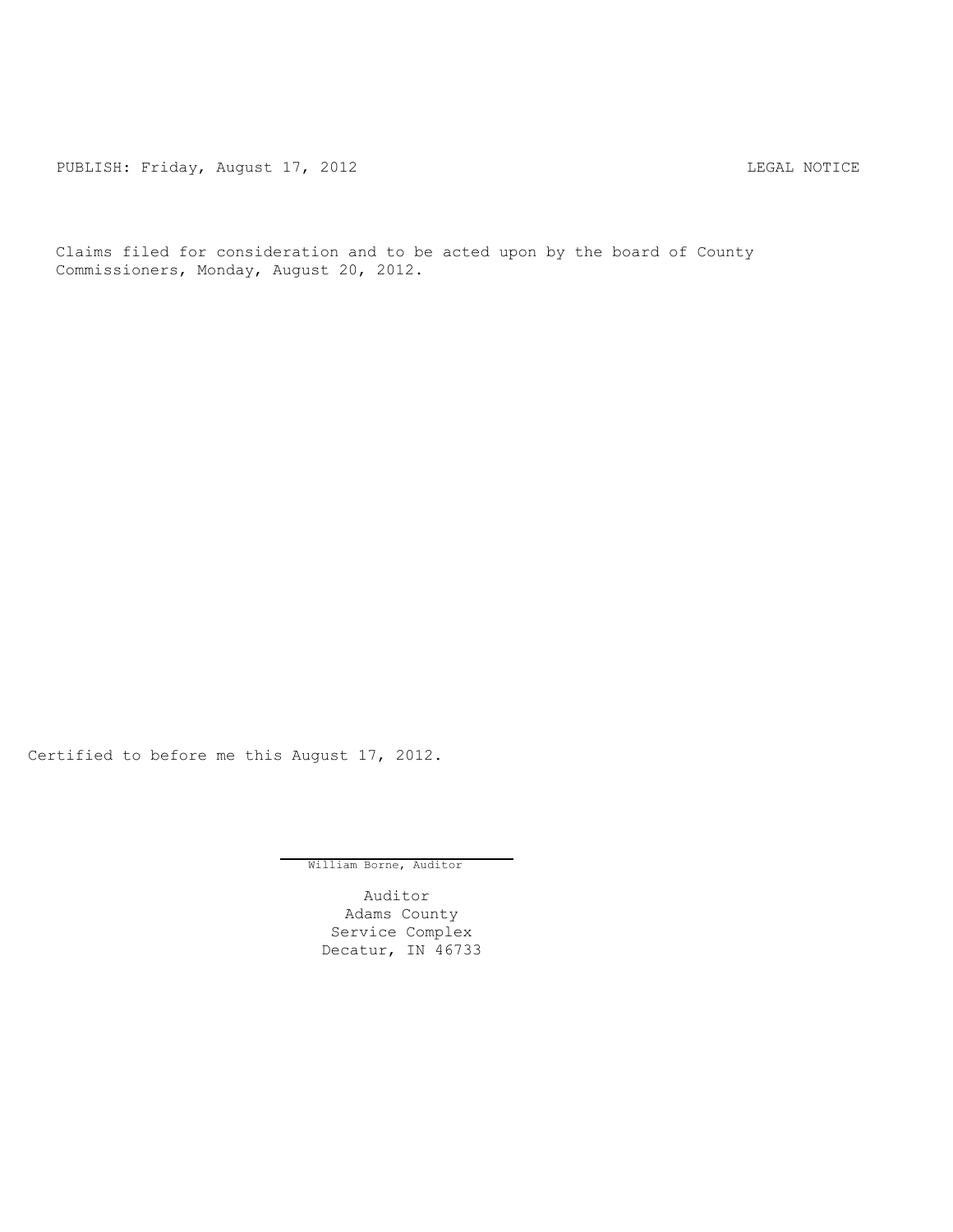PUBLISH: Friday, August 17, 2012 LEGAL NOTICE

Claims filed for consideration and to be acted upon by the board of County Commissioners, Monday, August 20, 2012.

Certified to before me this August 17, 2012.

William Borne, Auditor

Auditor
Adams County
Service Complex
Decatur, IN 46733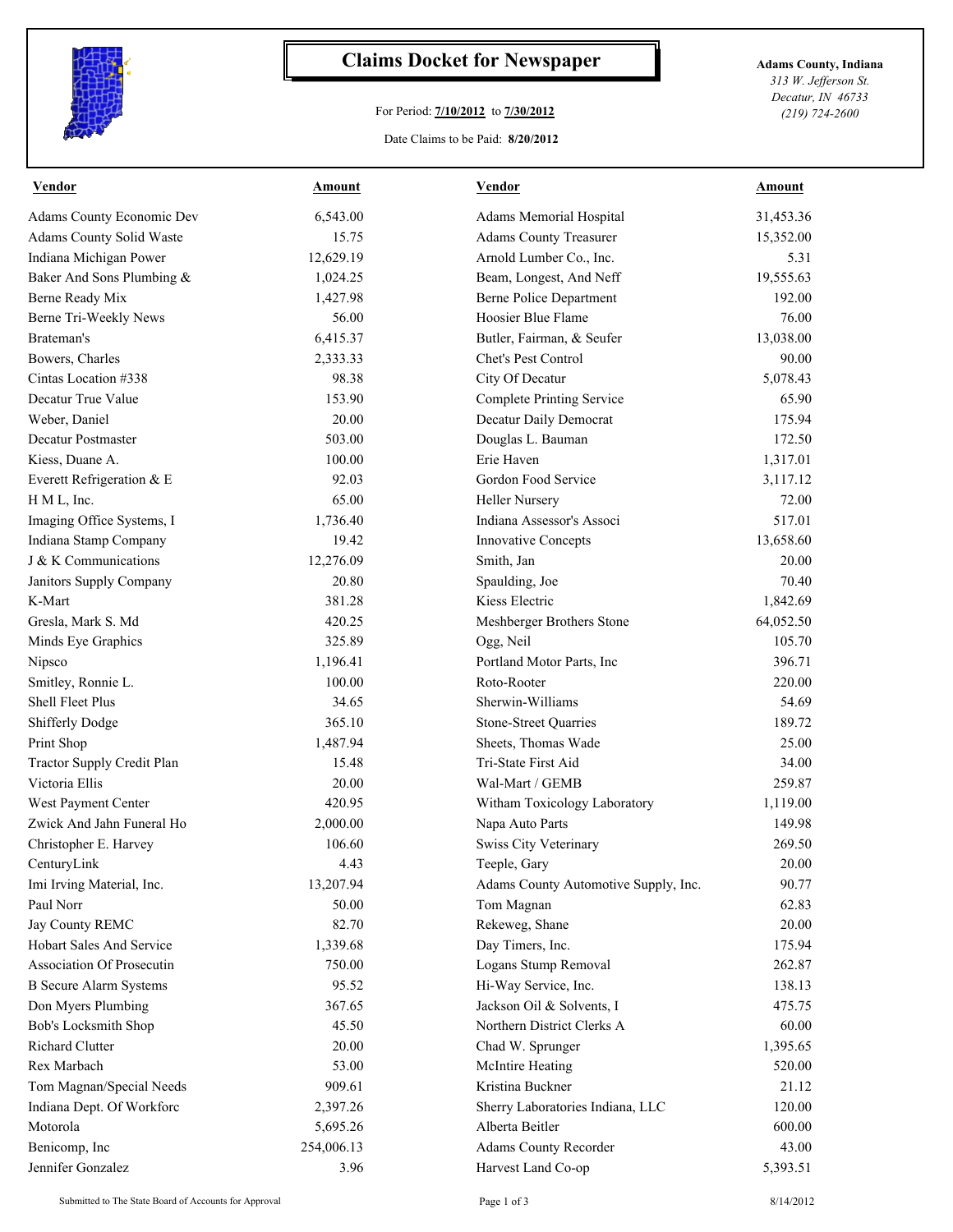# Claims Docket for Newspaper

For Period: **7/10/2012** to **7/30/2012**

Date Claims to be Paid: **8/20/2012**

**Adams County, Indiana**
*313 W. Jefferson St.*
*Decatur, IN 46733*
*(219) 724-2600*

| Vendor | Amount | Vendor | Amount |
|---|---|---|---|
| Adams County Economic Dev | 6,543.00 | Adams Memorial Hospital | 31,453.36 |
| Adams County Solid Waste | 15.75 | Adams County Treasurer | 15,352.00 |
| Indiana Michigan Power | 12,629.19 | Arnold Lumber Co., Inc. | 5.31 |
| Baker And Sons Plumbing & | 1,024.25 | Beam, Longest, And Neff | 19,555.63 |
| Berne Ready Mix | 1,427.98 | Berne Police Department | 192.00 |
| Berne Tri-Weekly News | 56.00 | Hoosier Blue Flame | 76.00 |
| Brateman's | 6,415.37 | Butler, Fairman, & Seufer | 13,038.00 |
| Bowers, Charles | 2,333.33 | Chet's Pest Control | 90.00 |
| Cintas Location #338 | 98.38 | City Of Decatur | 5,078.43 |
| Decatur True Value | 153.90 | Complete Printing Service | 65.90 |
| Weber, Daniel | 20.00 | Decatur Daily Democrat | 175.94 |
| Decatur Postmaster | 503.00 | Douglas L. Bauman | 172.50 |
| Kiess, Duane A. | 100.00 | Erie Haven | 1,317.01 |
| Everett Refrigeration & E | 92.03 | Gordon Food Service | 3,117.12 |
| H M L, Inc. | 65.00 | Heller Nursery | 72.00 |
| Imaging Office Systems, I | 1,736.40 | Indiana Assessor's Associ | 517.01 |
| Indiana Stamp Company | 19.42 | Innovative Concepts | 13,658.60 |
| J & K Communications | 12,276.09 | Smith, Jan | 20.00 |
| Janitors Supply Company | 20.80 | Spaulding, Joe | 70.40 |
| K-Mart | 381.28 | Kiess Electric | 1,842.69 |
| Gresla, Mark S. Md | 420.25 | Meshberger Brothers Stone | 64,052.50 |
| Minds Eye Graphics | 325.89 | Ogg, Neil | 105.70 |
| Nipsco | 1,196.41 | Portland Motor Parts, Inc | 396.71 |
| Smitley, Ronnie L. | 100.00 | Roto-Rooter | 220.00 |
| Shell Fleet Plus | 34.65 | Sherwin-Williams | 54.69 |
| Shifferly Dodge | 365.10 | Stone-Street Quarries | 189.72 |
| Print Shop | 1,487.94 | Sheets, Thomas Wade | 25.00 |
| Tractor Supply Credit Plan | 15.48 | Tri-State First Aid | 34.00 |
| Victoria Ellis | 20.00 | Wal-Mart / GEMB | 259.87 |
| West Payment Center | 420.95 | Witham Toxicology Laboratory | 1,119.00 |
| Zwick And Jahn Funeral Ho | 2,000.00 | Napa Auto Parts | 149.98 |
| Christopher E. Harvey | 106.60 | Swiss City Veterinary | 269.50 |
| CenturyLink | 4.43 | Teeple, Gary | 20.00 |
| Imi Irving Material, Inc. | 13,207.94 | Adams County Automotive Supply, Inc. | 90.77 |
| Paul Norr | 50.00 | Tom Magnan | 62.83 |
| Jay County REMC | 82.70 | Rekeweg, Shane | 20.00 |
| Hobart Sales And Service | 1,339.68 | Day Timers, Inc. | 175.94 |
| Association Of Prosecutin | 750.00 | Logans Stump Removal | 262.87 |
| B Secure Alarm Systems | 95.52 | Hi-Way Service, Inc. | 138.13 |
| Don Myers Plumbing | 367.65 | Jackson Oil & Solvents, I | 475.75 |
| Bob's Locksmith Shop | 45.50 | Northern District Clerks A | 60.00 |
| Richard Clutter | 20.00 | Chad W. Sprunger | 1,395.65 |
| Rex Marbach | 53.00 | McIntire Heating | 520.00 |
| Tom Magnan/Special Needs | 909.61 | Kristina Buckner | 21.12 |
| Indiana Dept. Of Workforc | 2,397.26 | Sherry Laboratories Indiana, LLC | 120.00 |
| Motorola | 5,695.26 | Alberta Beitler | 600.00 |
| Benicomp, Inc | 254,006.13 | Adams County Recorder | 43.00 |
| Jennifer Gonzalez | 3.96 | Harvest Land Co-op | 5,393.51 |

Submitted to The State Board of Accounts for Approval

8/14/2012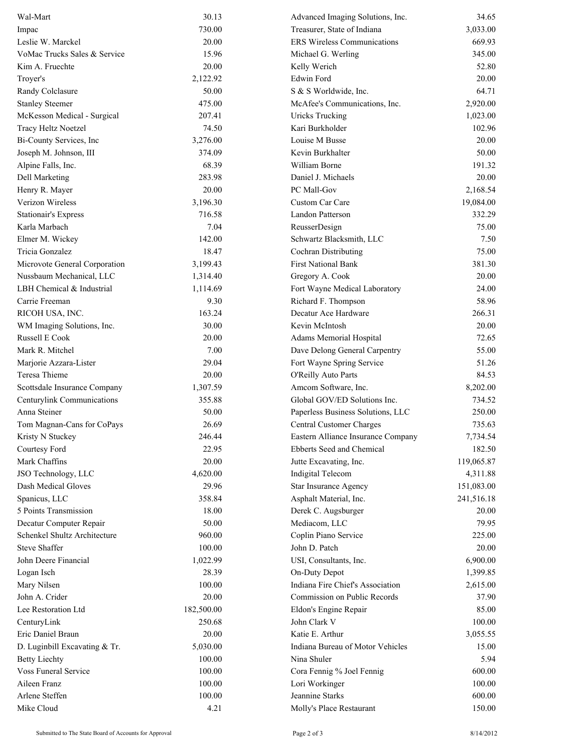| | | | |
|---|---|---|---|
| Wal-Mart | 30.13 | Advanced Imaging Solutions, Inc. | 34.65 |
| Impac | 730.00 | Treasurer, State of Indiana | 3,033.00 |
| Leslie W. Marckel | 20.00 | ERS Wireless Communications | 669.93 |
| VoMac Trucks Sales & Service | 15.96 | Michael G. Werling | 345.00 |
| Kim A. Fruechte | 20.00 | Kelly Werich | 52.80 |
| Troyer's | 2,122.92 | Edwin Ford | 20.00 |
| Randy Colclasure | 50.00 | S & S Worldwide, Inc. | 64.71 |
| Stanley Steemer | 475.00 | McAfee's Communications, Inc. | 2,920.00 |
| McKesson Medical - Surgical | 207.41 | Uricks Trucking | 1,023.00 |
| Tracy Heltz Noetzel | 74.50 | Kari Burkholder | 102.96 |
| Bi-County Services, Inc | 3,276.00 | Louise M Busse | 20.00 |
| Joseph M. Johnson, III | 374.09 | Kevin Burkhalter | 50.00 |
| Alpine Falls, Inc. | 68.39 | William Borne | 191.32 |
| Dell Marketing | 283.98 | Daniel J. Michaels | 20.00 |
| Henry R. Mayer | 20.00 | PC Mall-Gov | 2,168.54 |
| Verizon Wireless | 3,196.30 | Custom Car Care | 19,084.00 |
| Stationair's Express | 716.58 | Landon Patterson | 332.29 |
| Karla Marbach | 7.04 | ReusserDesign | 75.00 |
| Elmer M. Wickey | 142.00 | Schwartz Blacksmith, LLC | 7.50 |
| Tricia Gonzalez | 18.47 | Cochran Distributing | 75.00 |
| Microvote General Corporation | 3,199.43 | First National Bank | 381.30 |
| Nussbaum Mechanical, LLC | 1,314.40 | Gregory A. Cook | 20.00 |
| LBH Chemical & Industrial | 1,114.69 | Fort Wayne Medical Laboratory | 24.00 |
| Carrie Freeman | 9.30 | Richard F. Thompson | 58.96 |
| RICOH USA, INC. | 163.24 | Decatur Ace Hardware | 266.31 |
| WM Imaging Solutions, Inc. | 30.00 | Kevin McIntosh | 20.00 |
| Russell E Cook | 20.00 | Adams Memorial Hospital | 72.65 |
| Mark R. Mitchel | 7.00 | Dave Delong General Carpentry | 55.00 |
| Marjorie Azzara-Lister | 29.04 | Fort Wayne Spring Service | 51.26 |
| Teresa Thieme | 20.00 | O'Reilly Auto Parts | 84.53 |
| Scottsdale Insurance Company | 1,307.59 | Amcom Software, Inc. | 8,202.00 |
| Centurylink Communications | 355.88 | Global GOV/ED Solutions Inc. | 734.52 |
| Anna Steiner | 50.00 | Paperless Business Solutions, LLC | 250.00 |
| Tom Magnan-Cans for CoPays | 26.69 | Central Customer Charges | 735.63 |
| Kristy N Stuckey | 246.44 | Eastern Alliance Insurance Company | 7,734.54 |
| Courtesy Ford | 22.95 | Ebberts Seed and Chemical | 182.50 |
| Mark Chaffins | 20.00 | Jutte Excavating, Inc. | 119,065.87 |
| JSO Technology, LLC | 4,620.00 | Indigital Telecom | 4,311.88 |
| Dash Medical Gloves | 29.96 | Star Insurance Agency | 151,083.00 |
| Spanicus, LLC | 358.84 | Asphalt Material, Inc. | 241,516.18 |
| 5 Points Transmission | 18.00 | Derek C. Augsburger | 20.00 |
| Decatur Computer Repair | 50.00 | Mediacom, LLC | 79.95 |
| Schenkel Shultz Architecture | 960.00 | Coplin Piano Service | 225.00 |
| Steve Shaffer | 100.00 | John D. Patch | 20.00 |
| John Deere Financial | 1,022.99 | USI, Consultants, Inc. | 6,900.00 |
| Logan Isch | 28.39 | On-Duty Depot | 1,399.85 |
| Mary Nilsen | 100.00 | Indiana Fire Chief's Association | 2,615.00 |
| John A. Crider | 20.00 | Commission on Public Records | 37.90 |
| Lee Restoration Ltd | 182,500.00 | Eldon's Engine Repair | 85.00 |
| CenturyLink | 250.68 | John Clark V | 100.00 |
| Eric Daniel Braun | 20.00 | Katie E. Arthur | 3,055.55 |
| D. Luginbill Excavating & Tr. | 5,030.00 | Indiana Bureau of Motor Vehicles | 15.00 |
| Betty Liechty | 100.00 | Nina Shuler | 5.94 |
| Voss Funeral Service | 100.00 | Cora Fennig % Joel Fennig | 600.00 |
| Aileen Franz | 100.00 | Lori Workinger | 100.00 |
| Arlene Steffen | 100.00 | Jeannine Starks | 600.00 |
| Mike Cloud | 4.21 | Molly's Place Restaurant | 150.00 |

Submitted to The State Board of Accounts for Approval 8/14/2012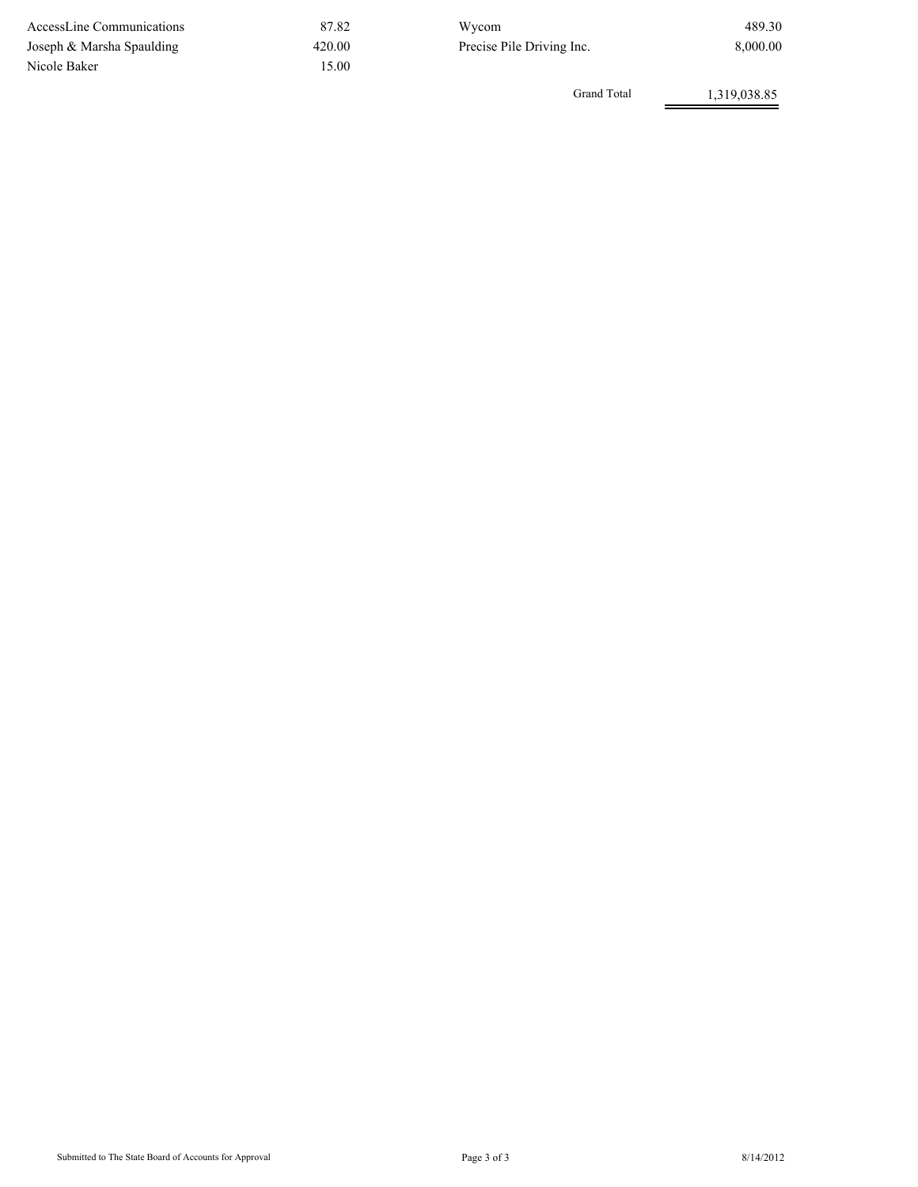| | | | |
|---|---|---|---|
| AccessLine Communications | 87.82 | Wycom | 489.30 |
| Joseph & Marsha Spaulding | 420.00 | Precise Pile Driving Inc. | 8,000.00 |
| Nicole Baker | 15.00 | | |
| | | Grand Total | 1,319,038.85 |

Submitted to The State Board of Accounts for Approval

8/14/2012